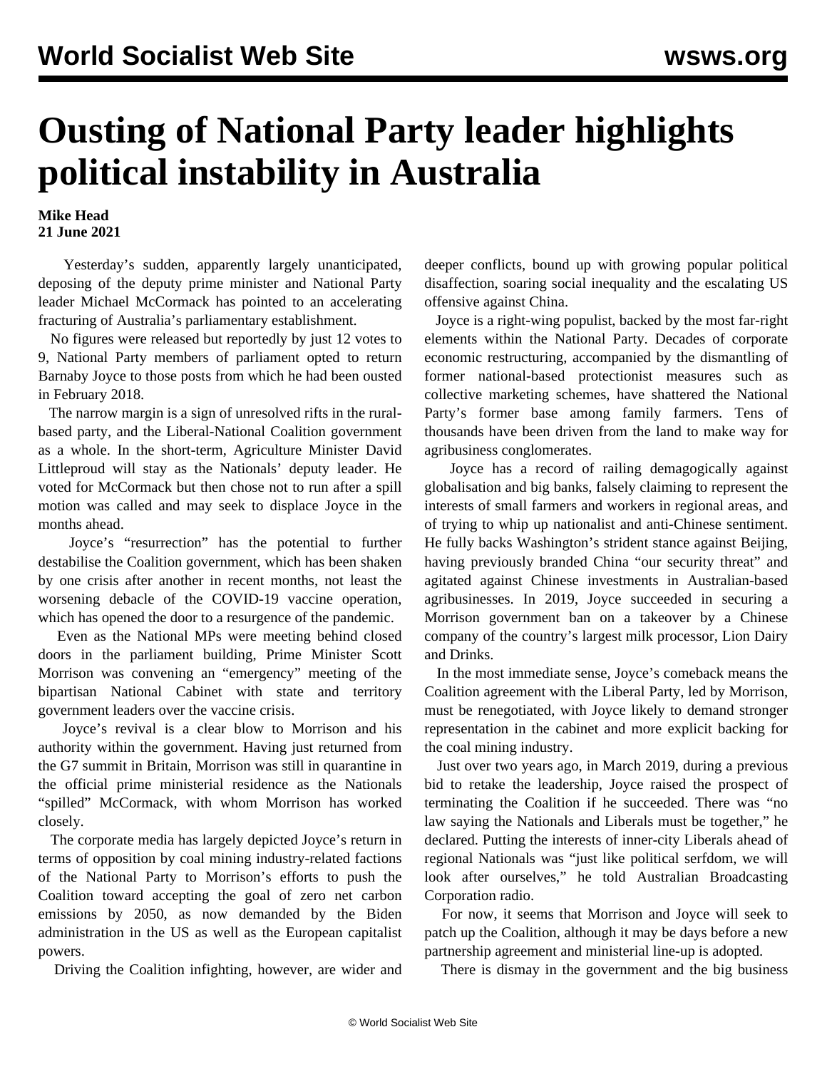# Ousting of National Party leader highlights political instability in Australia

**Mike Head**
**21 June 2021**

Yesterday's sudden, apparently largely unanticipated, deposing of the deputy prime minister and National Party leader Michael McCormack has pointed to an accelerating fracturing of Australia's parliamentary establishment.

No figures were released but reportedly by just 12 votes to 9, National Party members of parliament opted to return Barnaby Joyce to those posts from which he had been ousted in February 2018.

The narrow margin is a sign of unresolved rifts in the rural-based party, and the Liberal-National Coalition government as a whole. In the short-term, Agriculture Minister David Littleproud will stay as the Nationals' deputy leader. He voted for McCormack but then chose not to run after a spill motion was called and may seek to displace Joyce in the months ahead.

Joyce's "resurrection" has the potential to further destabilise the Coalition government, which has been shaken by one crisis after another in recent months, not least the worsening debacle of the COVID-19 vaccine operation, which has opened the door to a resurgence of the pandemic.

Even as the National MPs were meeting behind closed doors in the parliament building, Prime Minister Scott Morrison was convening an "emergency" meeting of the bipartisan National Cabinet with state and territory government leaders over the vaccine crisis.

Joyce's revival is a clear blow to Morrison and his authority within the government. Having just returned from the G7 summit in Britain, Morrison was still in quarantine in the official prime ministerial residence as the Nationals "spilled" McCormack, with whom Morrison has worked closely.

The corporate media has largely depicted Joyce's return in terms of opposition by coal mining industry-related factions of the National Party to Morrison's efforts to push the Coalition toward accepting the goal of zero net carbon emissions by 2050, as now demanded by the Biden administration in the US as well as the European capitalist powers.

Driving the Coalition infighting, however, are wider and deeper conflicts, bound up with growing popular political disaffection, soaring social inequality and the escalating US offensive against China.

Joyce is a right-wing populist, backed by the most far-right elements within the National Party. Decades of corporate economic restructuring, accompanied by the dismantling of former national-based protectionist measures such as collective marketing schemes, have shattered the National Party's former base among family farmers. Tens of thousands have been driven from the land to make way for agribusiness conglomerates.

Joyce has a record of railing demagogically against globalisation and big banks, falsely claiming to represent the interests of small farmers and workers in regional areas, and of trying to whip up nationalist and anti-Chinese sentiment. He fully backs Washington's strident stance against Beijing, having previously branded China "our security threat" and agitated against Chinese investments in Australian-based agribusinesses. In 2019, Joyce succeeded in securing a Morrison government ban on a takeover by a Chinese company of the country's largest milk processor, Lion Dairy and Drinks.

In the most immediate sense, Joyce's comeback means the Coalition agreement with the Liberal Party, led by Morrison, must be renegotiated, with Joyce likely to demand stronger representation in the cabinet and more explicit backing for the coal mining industry.

Just over two years ago, in March 2019, during a previous bid to retake the leadership, Joyce raised the prospect of terminating the Coalition if he succeeded. There was "no law saying the Nationals and Liberals must be together," he declared. Putting the interests of inner-city Liberals ahead of regional Nationals was "just like political serfdom, we will look after ourselves," he told Australian Broadcasting Corporation radio.

For now, it seems that Morrison and Joyce will seek to patch up the Coalition, although it may be days before a new partnership agreement and ministerial line-up is adopted.

There is dismay in the government and the big business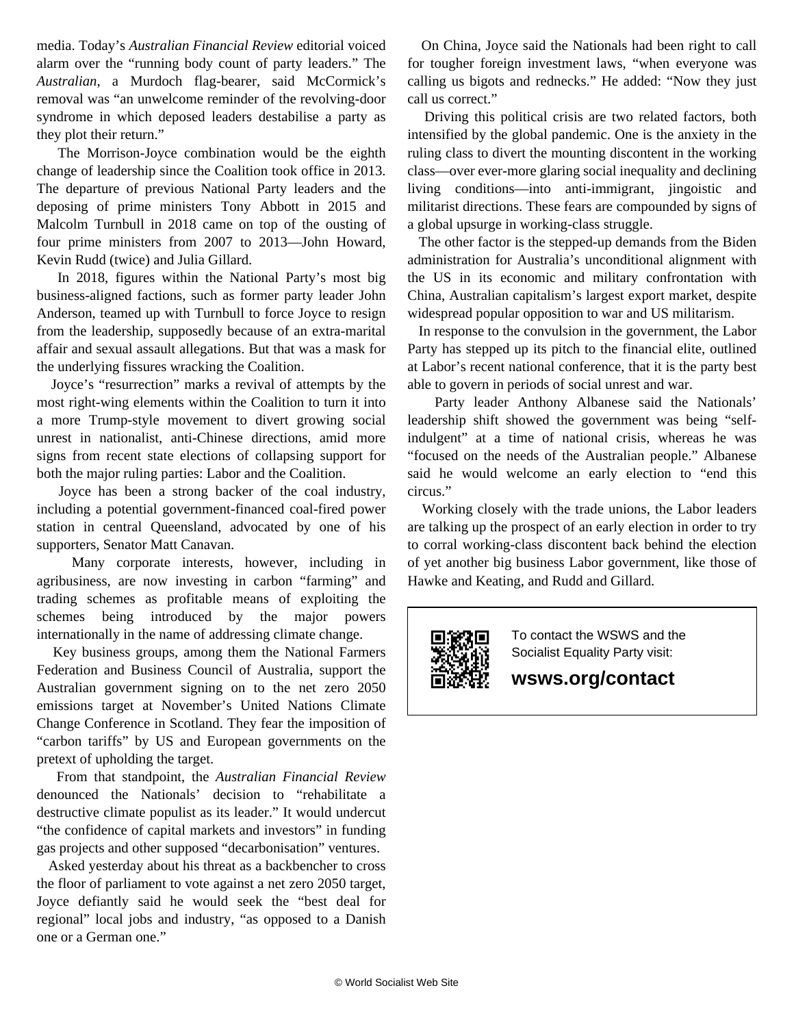media. Today's *Australian Financial Review* editorial voiced alarm over the "running body count of party leaders." The *Australian*, a Murdoch flag-bearer, said McCormick's removal was "an unwelcome reminder of the revolving-door syndrome in which deposed leaders destabilise a party as they plot their return."

The Morrison-Joyce combination would be the eighth change of leadership since the Coalition took office in 2013. The departure of previous National Party leaders and the deposing of prime ministers Tony Abbott in 2015 and Malcolm Turnbull in 2018 came on top of the ousting of four prime ministers from 2007 to 2013—John Howard, Kevin Rudd (twice) and Julia Gillard.

In 2018, figures within the National Party's most big business-aligned factions, such as former party leader John Anderson, teamed up with Turnbull to force Joyce to resign from the leadership, supposedly because of an extra-marital affair and sexual assault allegations. But that was a mask for the underlying fissures wracking the Coalition.

Joyce's "resurrection" marks a revival of attempts by the most right-wing elements within the Coalition to turn it into a more Trump-style movement to divert growing social unrest in nationalist, anti-Chinese directions, amid more signs from recent state elections of collapsing support for both the major ruling parties: Labor and the Coalition.

Joyce has been a strong backer of the coal industry, including a potential government-financed coal-fired power station in central Queensland, advocated by one of his supporters, Senator Matt Canavan.

Many corporate interests, however, including in agribusiness, are now investing in carbon "farming" and trading schemes as profitable means of exploiting the schemes being introduced by the major powers internationally in the name of addressing climate change.

Key business groups, among them the National Farmers Federation and Business Council of Australia, support the Australian government signing on to the net zero 2050 emissions target at November's United Nations Climate Change Conference in Scotland. They fear the imposition of "carbon tariffs" by US and European governments on the pretext of upholding the target.

From that standpoint, the *Australian Financial Review* denounced the Nationals' decision to "rehabilitate a destructive climate populist as its leader." It would undercut "the confidence of capital markets and investors" in funding gas projects and other supposed "decarbonisation" ventures.

Asked yesterday about his threat as a backbencher to cross the floor of parliament to vote against a net zero 2050 target, Joyce defiantly said he would seek the "best deal for regional" local jobs and industry, "as opposed to a Danish one or a German one."

On China, Joyce said the Nationals had been right to call for tougher foreign investment laws, "when everyone was calling us bigots and rednecks." He added: "Now they just call us correct."

Driving this political crisis are two related factors, both intensified by the global pandemic. One is the anxiety in the ruling class to divert the mounting discontent in the working class—over ever-more glaring social inequality and declining living conditions—into anti-immigrant, jingoistic and militarist directions. These fears are compounded by signs of a global upsurge in working-class struggle.

The other factor is the stepped-up demands from the Biden administration for Australia's unconditional alignment with the US in its economic and military confrontation with China, Australian capitalism's largest export market, despite widespread popular opposition to war and US militarism.

In response to the convulsion in the government, the Labor Party has stepped up its pitch to the financial elite, outlined at Labor's recent national conference, that it is the party best able to govern in periods of social unrest and war.

Party leader Anthony Albanese said the Nationals' leadership shift showed the government was being "self-indulgent" at a time of national crisis, whereas he was "focused on the needs of the Australian people." Albanese said he would welcome an early election to "end this circus."

Working closely with the trade unions, the Labor leaders are talking up the prospect of an early election in order to try to corral working-class discontent back behind the election of yet another big business Labor government, like those of Hawke and Keating, and Rudd and Gillard.

To contact the WSWS and the Socialist Equality Party visit:

**wsws.org/contact**